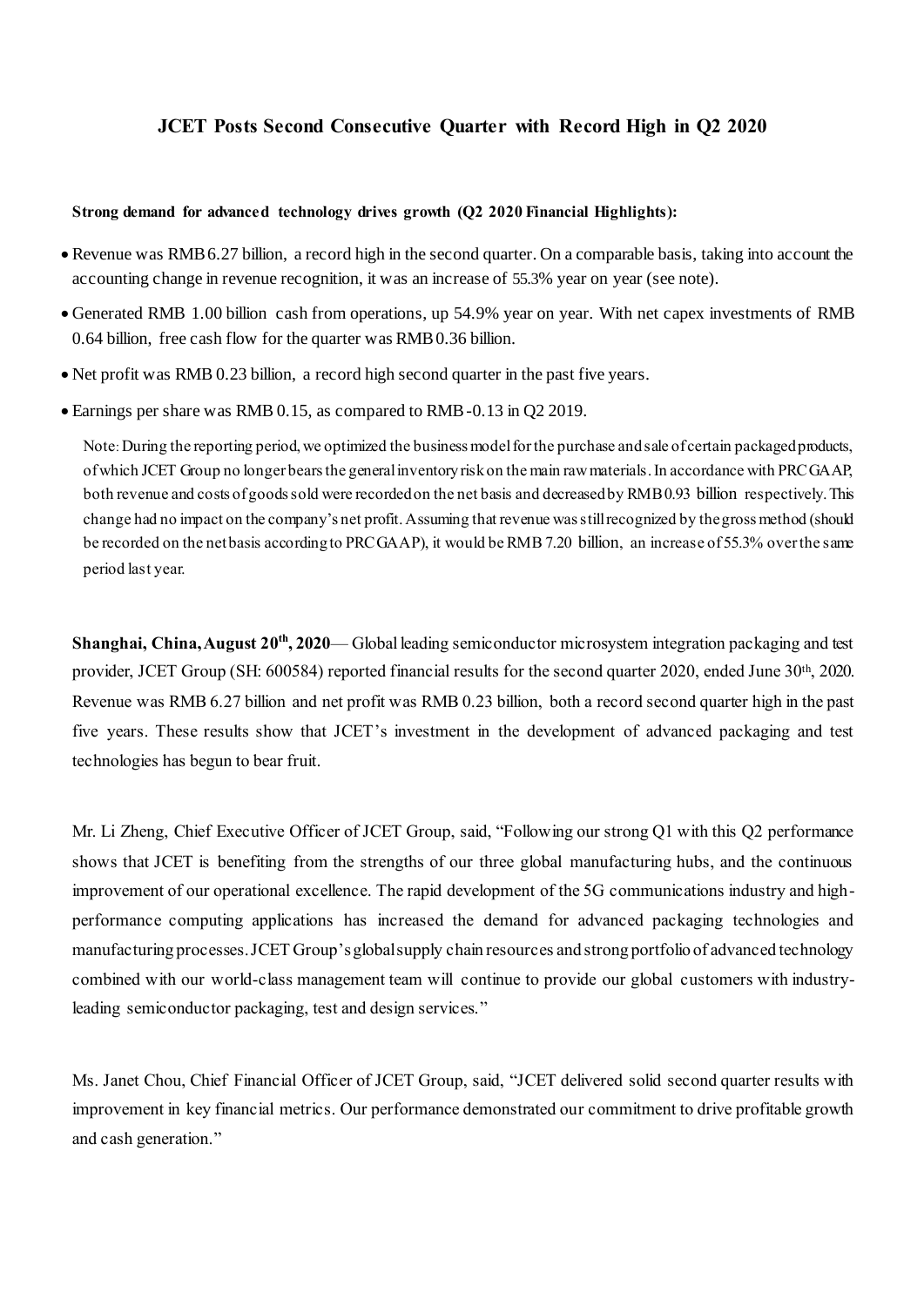# JCET Posts Second Consecutive Quarter with Record High in Q2 2020

**Strong demand for advanced technology drives growth (Q2 2020 Financial Highlights):**

- Revenue was RMB 6.27 billion, a record high in the second quarter. On a comparable basis, taking into account the accounting change in revenue recognition, it was an increase of 55.3% year on year (see note).
- Generated RMB 1.00 billion cash from operations, up 54.9% year on year. With net capex investments of RMB 0.64 billion, free cash flow for the quarter was RMB 0.36 billion.
- Net profit was RMB 0.23 billion, a record high second quarter in the past five years.
- Earnings per share was RMB 0.15, as compared to RMB -0.13 in Q2 2019.

Note: During the reporting period, we optimized the business model for the purchase and sale of certain packaged products, of which JCET Group no longer bears the general inventory risk on the main raw materials. In accordance with PRC GAAP, both revenue and costs of goods sold were recorded on the net basis and decreased by RMB 0.93 billion respectively. This change had no impact on the company's net profit. Assuming that revenue was still recognized by the gross method (should be recorded on the net basis according to PRC GAAP), it would be RMB 7.20 billion, an increase of 55.3% over the same period last year.

**Shanghai, China, August 20th, 2020**— Global leading semiconductor microsystem integration packaging and test provider, JCET Group (SH: 600584) reported financial results for the second quarter 2020, ended June 30th, 2020. Revenue was RMB 6.27 billion and net profit was RMB 0.23 billion, both a record second quarter high in the past five years. These results show that JCET's investment in the development of advanced packaging and test technologies has begun to bear fruit.

Mr. Li Zheng, Chief Executive Officer of JCET Group, said, "Following our strong Q1 with this Q2 performance shows that JCET is benefiting from the strengths of our three global manufacturing hubs, and the continuous improvement of our operational excellence. The rapid development of the 5G communications industry and high-performance computing applications has increased the demand for advanced packaging technologies and manufacturing processes. JCET Group's global supply chain resources and strong portfolio of advanced technology combined with our world-class management team will continue to provide our global customers with industry-leading semiconductor packaging, test and design services."

Ms. Janet Chou, Chief Financial Officer of JCET Group, said, "JCET delivered solid second quarter results with improvement in key financial metrics. Our performance demonstrated our commitment to drive profitable growth and cash generation."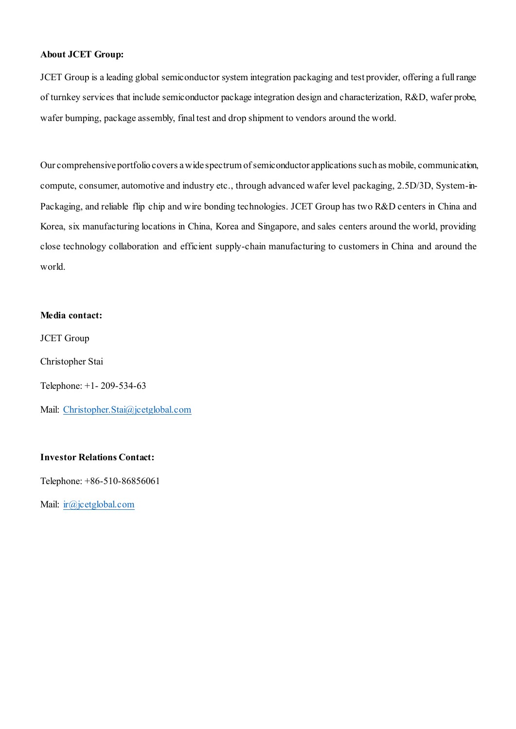**About JCET Group:**

JCET Group is a leading global semiconductor system integration packaging and test provider, offering a full range of turnkey services that include semiconductor package integration design and characterization, R&D, wafer probe, wafer bumping, package assembly, final test and drop shipment to vendors around the world.

Our comprehensive portfolio covers a wide spectrum of semiconductor applications such as mobile, communication, compute, consumer, automotive and industry etc., through advanced wafer level packaging, 2.5D/3D, System-in-Packaging, and reliable flip chip and wire bonding technologies. JCET Group has two R&D centers in China and Korea, six manufacturing locations in China, Korea and Singapore, and sales centers around the world, providing close technology collaboration and efficient supply-chain manufacturing to customers in China and around the world.

**Media contact:**

JCET Group

Christopher Stai

Telephone: +1- 209-534-63

Mail: Christopher.Stai@jcetglobal.com

**Investor Relations Contact:**

Telephone: +86-510-86856061

Mail: ir@jcetglobal.com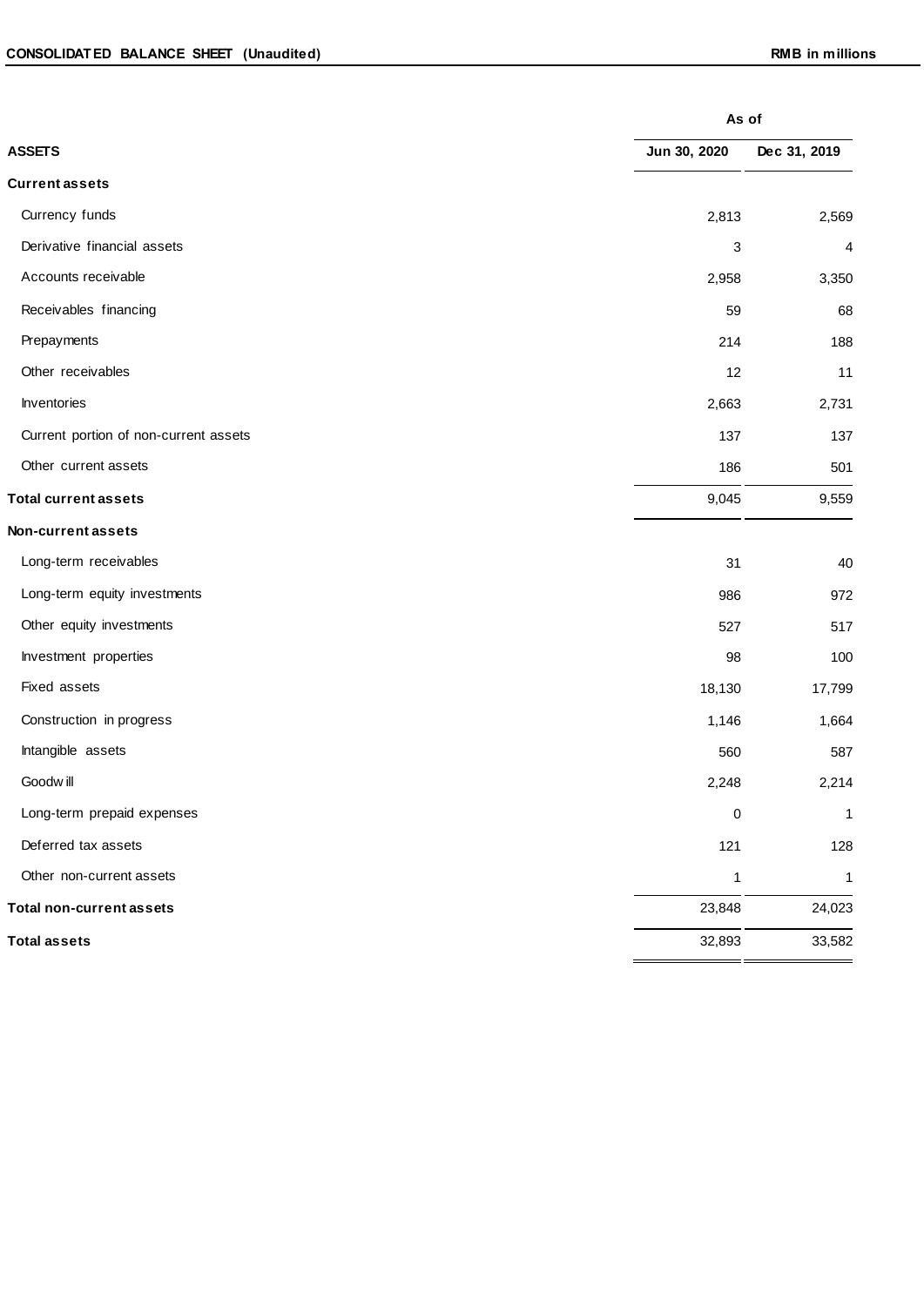**CONSOLIDATED BALANCE SHEET (Unaudited)** **RMB in millions**

| | As of | |
|---|---|---|
| **ASSETS** | **Jun 30, 2020** | **Dec 31, 2019** |
| **Current assets** | | |
| Currency funds | 2,813 | 2,569 |
| Derivative financial assets | 3 | 4 |
| Accounts receivable | 2,958 | 3,350 |
| Receivables financing | 59 | 68 |
| Prepayments | 214 | 188 |
| Other receivables | 12 | 11 |
| Inventories | 2,663 | 2,731 |
| Current portion of non-current assets | 137 | 137 |
| Other current assets | 186 | 501 |
| **Total current assets** | 9,045 | 9,559 |
| **Non-current assets** | | |
| Long-term receivables | 31 | 40 |
| Long-term equity investments | 986 | 972 |
| Other equity investments | 527 | 517 |
| Investment properties | 98 | 100 |
| Fixed assets | 18,130 | 17,799 |
| Construction in progress | 1,146 | 1,664 |
| Intangible assets | 560 | 587 |
| Goodwill | 2,248 | 2,214 |
| Long-term prepaid expenses | 0 | 1 |
| Deferred tax assets | 121 | 128 |
| Other non-current assets | 1 | 1 |
| **Total non-current assets** | 23,848 | 24,023 |
| **Total assets** | 32,893 | 33,582 |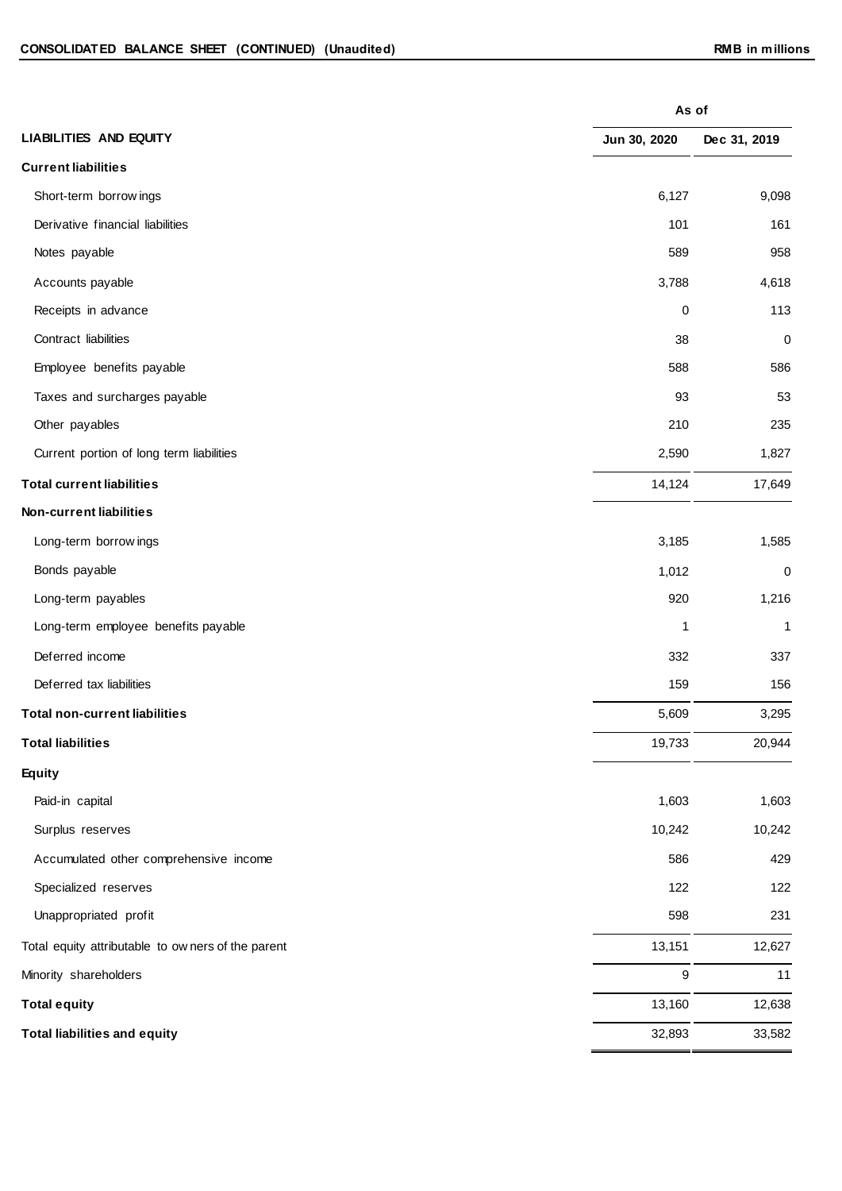**CONSOLIDATED BALANCE SHEET (CONTINUED) (Unaudited)** **RMB in millions**

| LIABILITIES AND EQUITY | As of Jun 30, 2020 | As of Dec 31, 2019 |
|---|---|---|
| **Current liabilities** | | |
| Short-term borrowings | 6,127 | 9,098 |
| Derivative financial liabilities | 101 | 161 |
| Notes payable | 589 | 958 |
| Accounts payable | 3,788 | 4,618 |
| Receipts in advance | 0 | 113 |
| Contract liabilities | 38 | 0 |
| Employee benefits payable | 588 | 586 |
| Taxes and surcharges payable | 93 | 53 |
| Other payables | 210 | 235 |
| Current portion of long term liabilities | 2,590 | 1,827 |
| **Total current liabilities** | 14,124 | 17,649 |
| **Non-current liabilities** | | |
| Long-term borrowings | 3,185 | 1,585 |
| Bonds payable | 1,012 | 0 |
| Long-term payables | 920 | 1,216 |
| Long-term employee benefits payable | 1 | 1 |
| Deferred income | 332 | 337 |
| Deferred tax liabilities | 159 | 156 |
| **Total non-current liabilities** | 5,609 | 3,295 |
| **Total liabilities** | 19,733 | 20,944 |
| **Equity** | | |
| Paid-in capital | 1,603 | 1,603 |
| Surplus reserves | 10,242 | 10,242 |
| Accumulated other comprehensive income | 586 | 429 |
| Specialized reserves | 122 | 122 |
| Unappropriated profit | 598 | 231 |
| Total equity attributable to owners of the parent | 13,151 | 12,627 |
| Minority shareholders | 9 | 11 |
| **Total equity** | 13,160 | 12,638 |
| **Total liabilities and equity** | 32,893 | 33,582 |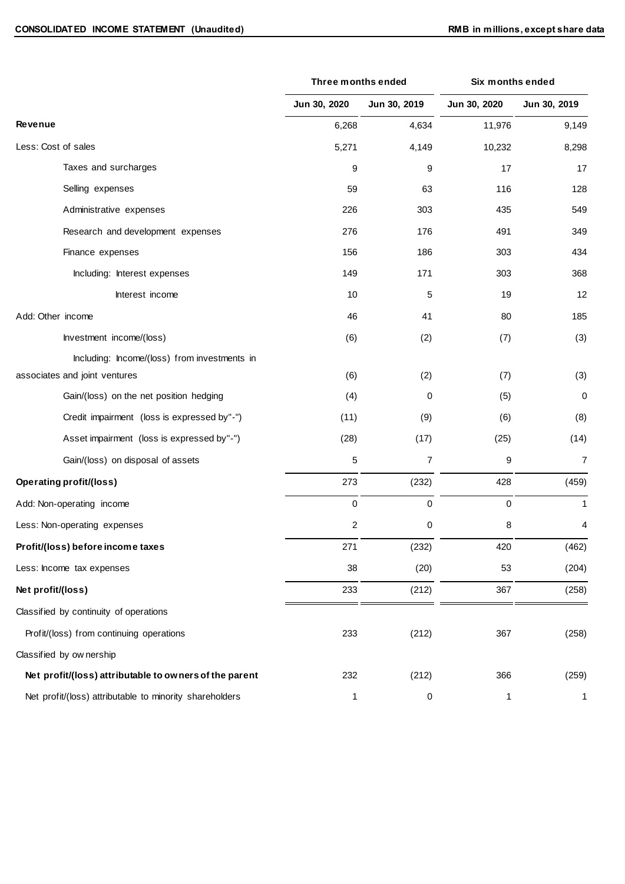**CONSOLIDATED INCOME STATEMENT (Unaudited)** **RMB in millions, except share data**

| | Three months ended | | Six months ended | |
|---|---|---|---|---|
| | Jun 30, 2020 | Jun 30, 2019 | Jun 30, 2020 | Jun 30, 2019 |
| **Revenue** | 6,268 | 4,634 | 11,976 | 9,149 |
| Less: Cost of sales | 5,271 | 4,149 | 10,232 | 8,298 |
| Taxes and surcharges | 9 | 9 | 17 | 17 |
| Selling expenses | 59 | 63 | 116 | 128 |
| Administrative expenses | 226 | 303 | 435 | 549 |
| Research and development expenses | 276 | 176 | 491 | 349 |
| Finance expenses | 156 | 186 | 303 | 434 |
| Including: Interest expenses | 149 | 171 | 303 | 368 |
| Interest income | 10 | 5 | 19 | 12 |
| Add: Other income | 46 | 41 | 80 | 185 |
| Investment income/(loss) | (6) | (2) | (7) | (3) |
| Including: Income/(loss) from investments in associates and joint ventures | (6) | (2) | (7) | (3) |
| Gain/(loss) on the net position hedging | (4) | 0 | (5) | 0 |
| Credit impairment (loss is expressed by"-") | (11) | (9) | (6) | (8) |
| Asset impairment (loss is expressed by"-") | (28) | (17) | (25) | (14) |
| Gain/(loss) on disposal of assets | 5 | 7 | 9 | 7 |
| **Operating profit/(loss)** | 273 | (232) | 428 | (459) |
| Add: Non-operating income | 0 | 0 | 0 | 1 |
| Less: Non-operating expenses | 2 | 0 | 8 | 4 |
| **Profit/(loss) before income taxes** | 271 | (232) | 420 | (462) |
| Less: Income tax expenses | 38 | (20) | 53 | (204) |
| **Net profit/(loss)** | 233 | (212) | 367 | (258) |
| Classified by continuity of operations | | | | |
| Profit/(loss) from continuing operations | 233 | (212) | 367 | (258) |
| Classified by ownership | | | | |
| **Net profit/(loss) attributable to owners of the parent** | 232 | (212) | 366 | (259) |
| Net profit/(loss) attributable to minority shareholders | 1 | 0 | 1 | 1 |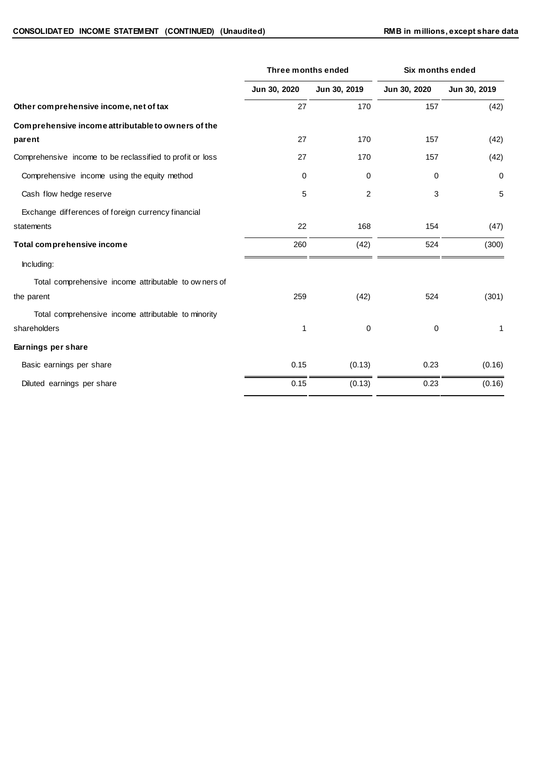**CONSOLIDATED INCOME STATEMENT (CONTINUED) (Unaudited)** **RMB in millions, except share data**

| | Three months ended | | Six months ended | |
|---|---|---|---|---|
| | Jun 30, 2020 | Jun 30, 2019 | Jun 30, 2020 | Jun 30, 2019 |
| **Other comprehensive income, net of tax** | 27 | 170 | 157 | (42) |
| **Comprehensive income attributable to owners of the parent** | 27 | 170 | 157 | (42) |
| Comprehensive income to be reclassified to profit or loss | 27 | 170 | 157 | (42) |
| Comprehensive income using the equity method | 0 | 0 | 0 | 0 |
| Cash flow hedge reserve | 5 | 2 | 3 | 5 |
| Exchange differences of foreign currency financial statements | 22 | 168 | 154 | (47) |
| **Total comprehensive income** | 260 | (42) | 524 | (300) |
| Including: | | | | |
| Total comprehensive income attributable to owners of the parent | 259 | (42) | 524 | (301) |
| Total comprehensive income attributable to minority shareholders | 1 | 0 | 0 | 1 |
| **Earnings per share** | | | | |
| Basic earnings per share | 0.15 | (0.13) | 0.23 | (0.16) |
| Diluted earnings per share | 0.15 | (0.13) | 0.23 | (0.16) |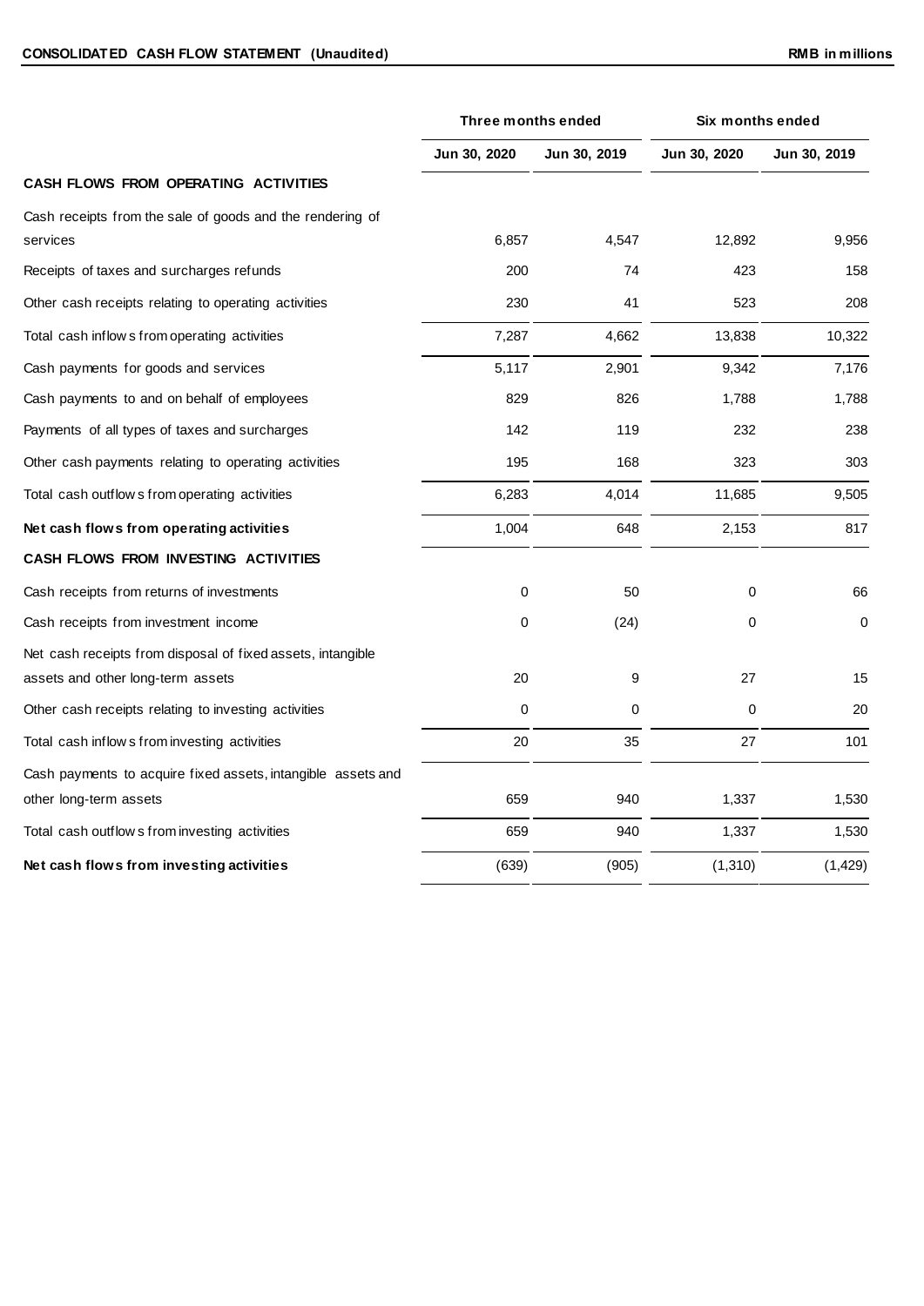**CONSOLIDATED CASH FLOW STATEMENT (Unaudited)** **RMB in millions**

| | Three months ended | | Six months ended | |
|---|---|---|---|---|
| | Jun 30, 2020 | Jun 30, 2019 | Jun 30, 2020 | Jun 30, 2019 |
| **CASH FLOWS FROM OPERATING ACTIVITIES** | | | | |
| Cash receipts from the sale of goods and the rendering of services | 6,857 | 4,547 | 12,892 | 9,956 |
| Receipts of taxes and surcharges refunds | 200 | 74 | 423 | 158 |
| Other cash receipts relating to operating activities | 230 | 41 | 523 | 208 |
| Total cash inflows from operating activities | 7,287 | 4,662 | 13,838 | 10,322 |
| Cash payments for goods and services | 5,117 | 2,901 | 9,342 | 7,176 |
| Cash payments to and on behalf of employees | 829 | 826 | 1,788 | 1,788 |
| Payments of all types of taxes and surcharges | 142 | 119 | 232 | 238 |
| Other cash payments relating to operating activities | 195 | 168 | 323 | 303 |
| Total cash outflows from operating activities | 6,283 | 4,014 | 11,685 | 9,505 |
| **Net cash flows from operating activities** | 1,004 | 648 | 2,153 | 817 |
| **CASH FLOWS FROM INVESTING ACTIVITIES** | | | | |
| Cash receipts from returns of investments | 0 | 50 | 0 | 66 |
| Cash receipts from investment income | 0 | (24) | 0 | 0 |
| Net cash receipts from disposal of fixed assets, intangible assets and other long-term assets | 20 | 9 | 27 | 15 |
| Other cash receipts relating to investing activities | 0 | 0 | 0 | 20 |
| Total cash inflows from investing activities | 20 | 35 | 27 | 101 |
| Cash payments to acquire fixed assets, intangible assets and other long-term assets | 659 | 940 | 1,337 | 1,530 |
| Total cash outflows from investing activities | 659 | 940 | 1,337 | 1,530 |
| **Net cash flows from investing activities** | (639) | (905) | (1,310) | (1,429) |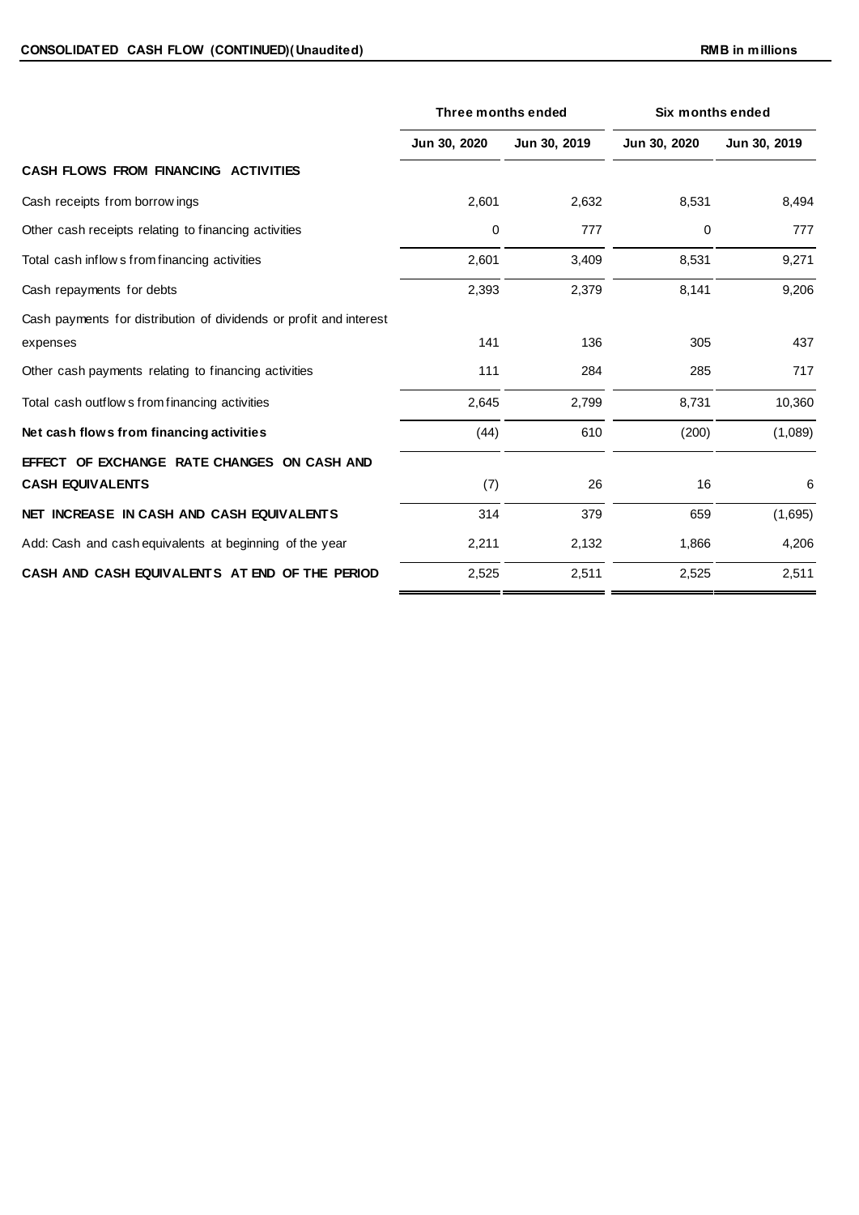**CONSOLIDATED CASH FLOW (CONTINUED)(Unaudited)** **RMB in millions**

| | Three months ended | | Six months ended | |
|---|---|---|---|---|
| | Jun 30, 2020 | Jun 30, 2019 | Jun 30, 2020 | Jun 30, 2019 |
| **CASH FLOWS FROM FINANCING ACTIVITIES** | | | | |
| Cash receipts from borrowings | 2,601 | 2,632 | 8,531 | 8,494 |
| Other cash receipts relating to financing activities | 0 | 777 | 0 | 777 |
| Total cash inflows from financing activities | 2,601 | 3,409 | 8,531 | 9,271 |
| Cash repayments for debts | 2,393 | 2,379 | 8,141 | 9,206 |
| Cash payments for distribution of dividends or profit and interest expenses | 141 | 136 | 305 | 437 |
| Other cash payments relating to financing activities | 111 | 284 | 285 | 717 |
| Total cash outflows from financing activities | 2,645 | 2,799 | 8,731 | 10,360 |
| **Net cash flows from financing activities** | (44) | 610 | (200) | (1,089) |
| **EFFECT OF EXCHANGE RATE CHANGES ON CASH AND CASH EQUIVALENTS** | (7) | 26 | 16 | 6 |
| **NET INCREASE IN CASH AND CASH EQUIVALENTS** | 314 | 379 | 659 | (1,695) |
| Add: Cash and cash equivalents at beginning of the year | 2,211 | 2,132 | 1,866 | 4,206 |
| **CASH AND CASH EQUIVALENTS AT END OF THE PERIOD** | 2,525 | 2,511 | 2,525 | 2,511 |